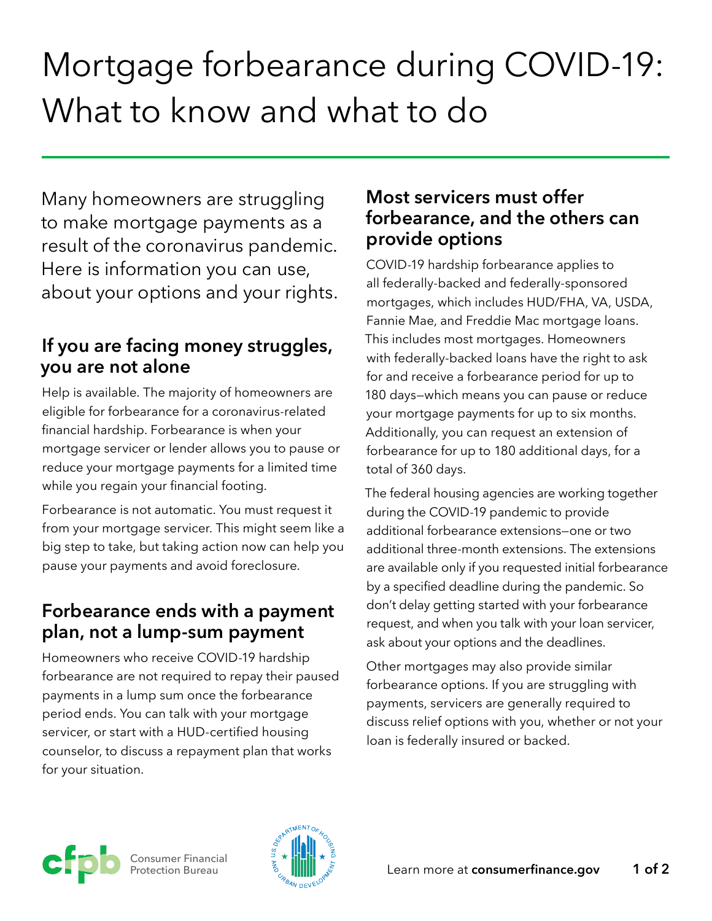# Mortgage forbearance during COVID-19: What to know and what to do

Many homeowners are struggling to make mortgage payments as a result of the coronavirus pandemic. Here is information you can use, about your options and your rights.

## If you are facing money struggles, you are not alone

Help is available. The majority of homeowners are eligible for forbearance for a coronavirus-related financial hardship. Forbearance is when your mortgage servicer or lender allows you to pause or reduce your mortgage payments for a limited time while you regain your financial footing.

Forbearance is not automatic. You must request it from your mortgage servicer. This might seem like a big step to take, but taking action now can help you pause your payments and avoid foreclosure.

## Forbearance ends with a payment plan, not a lump-sum payment

Homeowners who receive COVID-19 hardship forbearance are not required to repay their paused payments in a lump sum once the forbearance period ends. You can talk with your mortgage servicer, or start with a HUD-certified housing counselor, to discuss a repayment plan that works for your situation.

## Most servicers must offer forbearance, and the others can provide options

COVID-19 hardship forbearance applies to all federally-backed and federally-sponsored mortgages, which includes HUD/FHA, VA, USDA, Fannie Mae, and Freddie Mac mortgage loans. This includes most mortgages. Homeowners with federally-backed loans have the right to ask for and receive a forbearance period for up to 180 days—which means you can pause or reduce your mortgage payments for up to six months. Additionally, you can request an extension of forbearance for up to 180 additional days, for a total of 360 days.

The federal housing agencies are working together during the COVID-19 pandemic to provide additional forbearance extensions—one or two additional three-month extensions. The extensions are available only if you requested initial forbearance by a specified deadline during the pandemic. So don't delay getting started with your forbearance request, and when you talk with your loan servicer, ask about your options and the deadlines.

Other mortgages may also provide similar forbearance options. If you are struggling with payments, servicers are generally required to discuss relief options with you, whether or not your loan is federally insured or backed.

Consumer Financial Protection Bureau

Learn more at **consumerfinance.gov**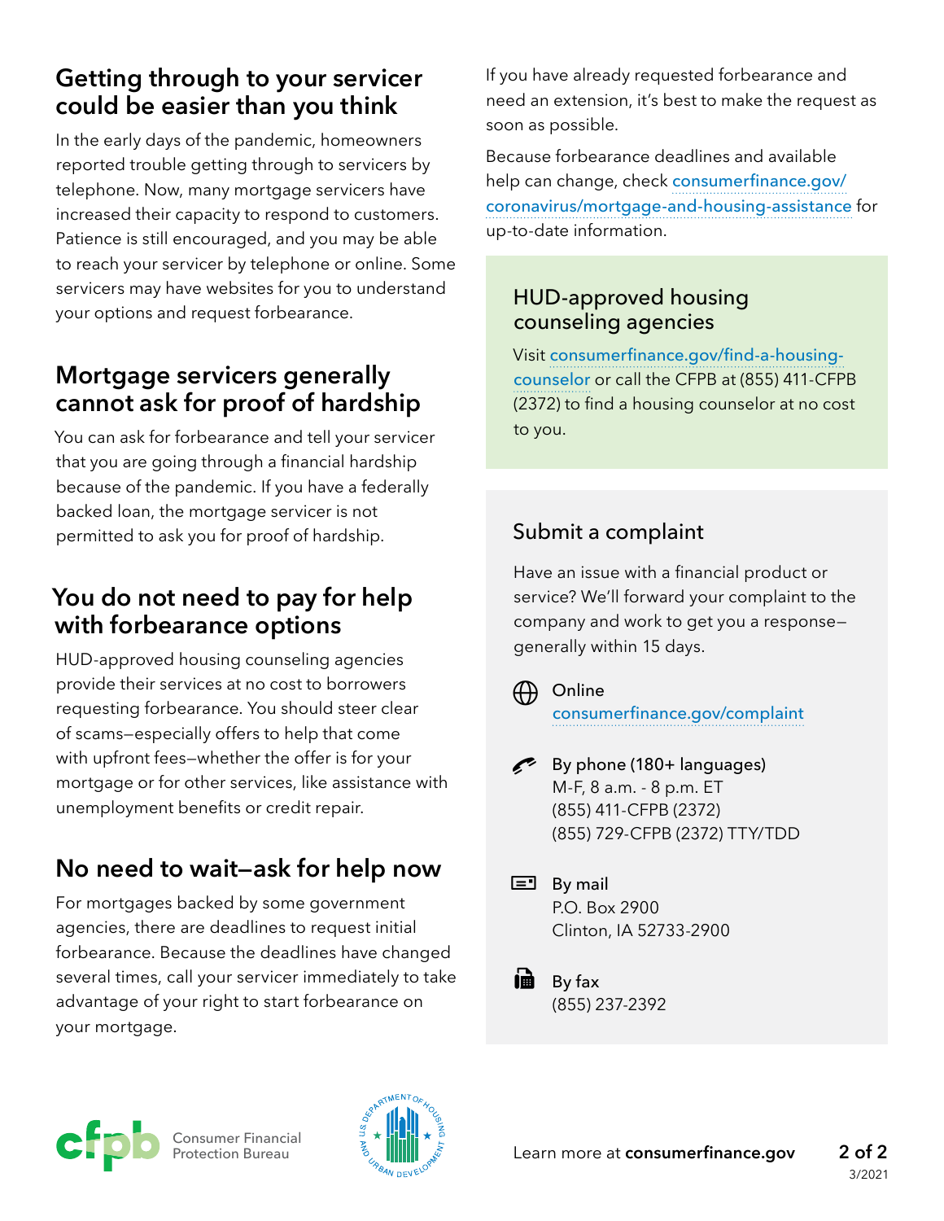## Getting through to your servicer could be easier than you think

In the early days of the pandemic, homeowners reported trouble getting through to servicers by telephone. Now, many mortgage servicers have increased their capacity to respond to customers. Patience is still encouraged, and you may be able to reach your servicer by telephone or online. Some servicers may have websites for you to understand your options and request forbearance.

## Mortgage servicers generally cannot ask for proof of hardship

You can ask for forbearance and tell your servicer that you are going through a financial hardship because of the pandemic. If you have a federally backed loan, the mortgage servicer is not permitted to ask you for proof of hardship.

## You do not need to pay for help with forbearance options

HUD-approved housing counseling agencies provide their services at no cost to borrowers requesting forbearance. You should steer clear of scams—especially offers to help that come with upfront fees—whether the offer is for your mortgage or for other services, like assistance with unemployment benefits or credit repair.

## No need to wait—ask for help now

For mortgages backed by some government agencies, there are deadlines to request initial forbearance. Because the deadlines have changed several times, call your servicer immediately to take advantage of your right to start forbearance on your mortgage.

If you have already requested forbearance and need an extension, it's best to make the request as soon as possible.

Because forbearance deadlines and available help can change, check consumerfinance.gov/coronavirus/mortgage-and-housing-assistance for up-to-date information.

### HUD-approved housing counseling agencies

Visit consumerfinance.gov/find-a-housing-counselor or call the CFPB at (855) 411-CFPB (2372) to find a housing counselor at no cost to you.

### Submit a complaint

Have an issue with a financial product or service? We'll forward your complaint to the company and work to get you a response—generally within 15 days.

**Online**
consumerfinance.gov/complaint

**By phone (180+ languages)**
M-F, 8 a.m. - 8 p.m. ET
(855) 411-CFPB (2372)
(855) 729-CFPB (2372) TTY/TDD

**By mail**
P.O. Box 2900
Clinton, IA 52733-2900

**By fax**
(855) 237-2392

Consumer Financial Protection Bureau

Learn more at **consumerfinance.gov**

3/2021